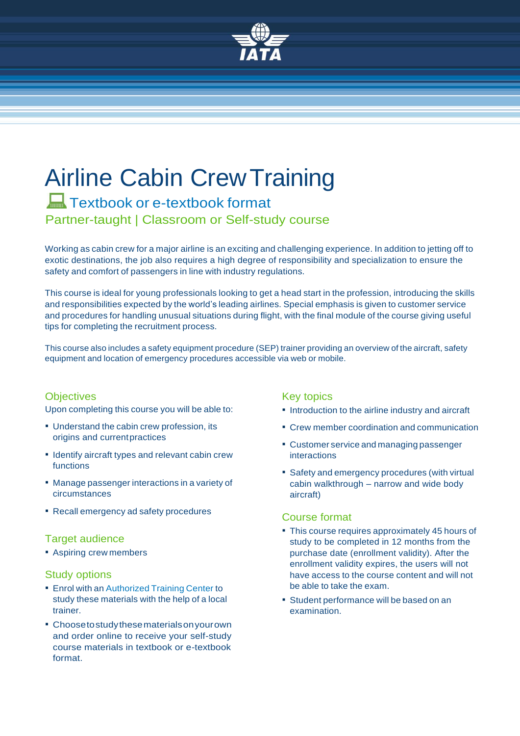# Airline Cabin Crew Training

## Textbook or e-textbook format

### Partner-taught | Classroom or Self-study course

Working as cabin crew for a major airline is an exciting and challenging experience. In addition to jetting off to exotic destinations, the job also requires a high degree of responsibility and specialization to ensure the safety and comfort of passengers in line with industry regulations.

This course is ideal for young professionals looking to get a head start in the profession, introducing the skills and responsibilities expected by the world's leading airlines. Special emphasis is given to customer service and procedures for handling unusual situations during flight, with the final module of the course giving useful tips for completing the recruitment process.

This course also includes a safety equipment procedure (SEP) trainer providing an overview of the aircraft, safety equipment and location of emergency procedures accessible via web or mobile.

### Objectives

Upon completing this course you will be able to:

- Understand the cabin crew profession, its origins and current practices
- Identify aircraft types and relevant cabin crew functions
- Manage passenger interactions in a variety of circumstances
- Recall emergency ad safety procedures

### Target audience

- Aspiring crew members

### Study options

- Enrol with an Authorized Training Center to study these materials with the help of a local trainer.
- Choose to study these materials on your own and order online to receive your self-study course materials in textbook or e-textbook format.

### Key topics

- Introduction to the airline industry and aircraft
- Crew member coordination and communication
- Customer service and managing passenger interactions
- Safety and emergency procedures (with virtual cabin walkthrough – narrow and wide body aircraft)

### Course format

- This course requires approximately 45 hours of study to be completed in 12 months from the purchase date (enrollment validity). After the enrollment validity expires, the users will not have access to the course content and will not be able to take the exam.
- Student performance will be based on an examination.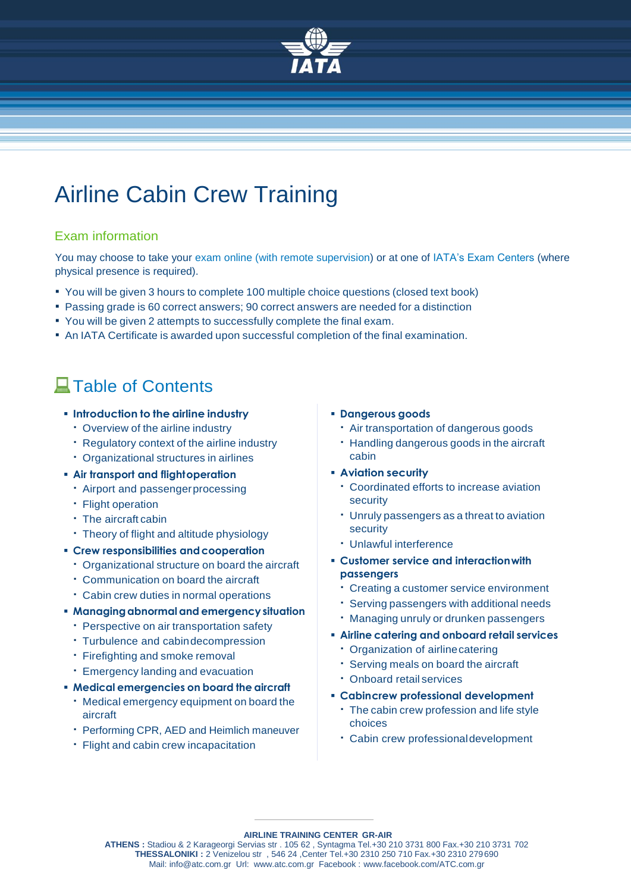# Airline Cabin Crew Training

## Exam information

You may choose to take your exam online (with remote supervision) or at one of IATA's Exam Centers (where physical presence is required).

- You will be given 3 hours to complete 100 multiple choice questions (closed text book)
- Passing grade is 60 correct answers; 90 correct answers are needed for a distinction
- You will be given 2 attempts to successfully complete the final exam.
- An IATA Certificate is awarded upon successful completion of the final examination.

## Table of Contents

- **Introduction to the airline industry**
  - Overview of the airline industry
  - Regulatory context of the airline industry
  - Organizational structures in airlines
- **Air transport and flight operation**
  - Airport and passenger processing
  - Flight operation
  - The aircraft cabin
  - Theory of flight and altitude physiology
- **Crew responsibilities and cooperation**
  - Organizational structure on board the aircraft
  - Communication on board the aircraft
  - Cabin crew duties in normal operations
- **Managing abnormal and emergency situation**
  - Perspective on air transportation safety
  - Turbulence and cabin decompression
  - Firefighting and smoke removal
  - Emergency landing and evacuation
- **Medical emergencies on board the aircraft**
  - Medical emergency equipment on board the aircraft
  - Performing CPR, AED and Heimlich maneuver
  - Flight and cabin crew incapacitation
- **Dangerous goods**
  - Air transportation of dangerous goods
  - Handling dangerous goods in the aircraft cabin
- **Aviation security**
  - Coordinated efforts to increase aviation security
  - Unruly passengers as a threat to aviation security
  - Unlawful interference
- **Customer service and interaction with passengers**
  - Creating a customer service environment
  - Serving passengers with additional needs
  - Managing unruly or drunken passengers
- **Airline catering and onboard retail services**
  - Organization of airline catering
  - Serving meals on board the aircraft
  - Onboard retail services
- **Cabin crew professional development**
  - The cabin crew profession and life style choices
  - Cabin crew professional development

**AIRLINE TRAINING CENTER GR-AIR**
**ATHENS :** Stadiou & 2 Karageorgi Servias str . 105 62 , Syntagma Tel.+30 210 3731 800 Fax.+30 210 3731 702
**THESSALONIKI :** 2 Venizelou str , 546 24 ,Center Tel.+30 2310 250 710 Fax.+30 2310 279 690
Mail: info@atc.com.gr Url: www.atc.com.gr Facebook : www.facebook.com/ATC.com.gr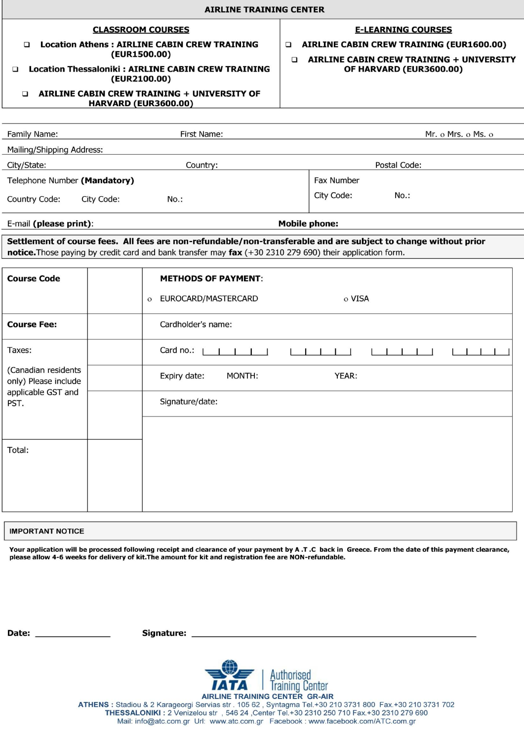# AIRLINE TRAINING CENTER

| CLASSROOM COURSES | E-LEARNING COURSES |
|---|---|
| ❑ Location Athens : AIRLINE CABIN CREW TRAINING (EUR1500.00) | ❑ AIRLINE CABIN CREW TRAINING (EUR1600.00) |
| ❑ Location Thessaloniki : AIRLINE CABIN CREW TRAINING (EUR2100.00) | ❑ AIRLINE CABIN CREW TRAINING + UNIVERSITY OF HARVARD (EUR3600.00) |
| ❑ AIRLINE CABIN CREW TRAINING + UNIVERSITY OF HARVARD (EUR3600.00) | |

Family Name: First Name: Mr. o Mrs. o Ms. o

Mailing/Shipping Address:

City/State: Country: Postal Code:

| Telephone Number **(Mandatory)** | Fax Number |
|---|---|
| Country Code: City Code: No.: | City Code: No.: |

E-mail **(please print)**: **Mobile phone:**

**Settlement of course fees. All fees are non-refundable/non-transferable and are subject to change without prior notice.** Those paying by credit card and bank transfer may **fax** (+30 2310 279 690) their application form.

| | | |
|---|---|---|
| **Course Code** | | **METHODS OF PAYMENT**: o EUROCARD/MASTERCARD o VISA |
| **Course Fee:** | | Cardholder's name: |
| Taxes: | | Card no.: |
| (Canadian residents only) Please include applicable GST and PST. | | Expiry date: MONTH: YEAR: |
| | | Signature/date: |
| Total: | | |

## IMPORTANT NOTICE

**Your application will be processed following receipt and clearance of your payment by A .T .C back in Greece. From the date of this payment clearance, please allow 4-6 weeks for delivery of kit.The amount for kit and registration fee are NON-refundable.**

**Date:** _______________ **Signature:** _______________________________________________

IATA | Authorised Training Center

**AIRLINE TRAINING CENTER GR-AIR**

**ATHENS :** Stadiou & 2 Karageorgi Servias str . 105 62 , Syntagma Tel.+30 210 3731 800 Fax.+30 210 3731 702

**THESSALONIKI :** 2 Venizelou str , 546 24 ,Center Tel.+30 2310 250 710 Fax.+30 2310 279 690

Mail: info@atc.com.gr Url: www.atc.com.gr Facebook : www.facebook.com/ATC.com.gr